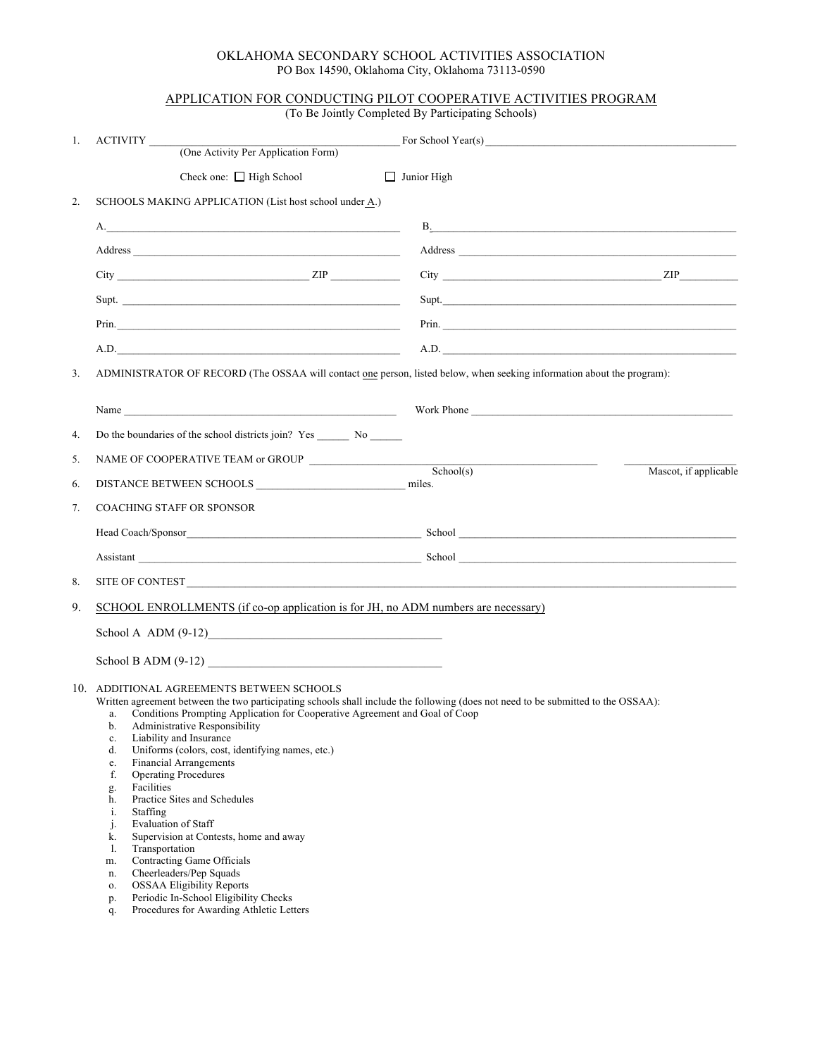# OKLAHOMA SECONDARY SCHOOL ACTIVITIES ASSOCIATION

PO Box 14590, Oklahoma City, Oklahoma 73113-0590

## APPLICATION FOR CONDUCTING PILOT COOPERATIVE ACTIVITIES PROGRAM

(To Be Jointly Completed By Participating Schools)

1. ACTIVITY ______________________________ For School Year(s) ______________________________
   (One Activity Per Application Form)

   Check one: ☐ High School ☐ Junior High

2. SCHOOLS MAKING APPLICATION (List host school under A.)

   A.______________________________ B.______________________________

   Address ______________________________ Address ______________________________

   City ____________________ ZIP __________ City ____________________ ZIP__________

   Supt. ______________________________ Supt.______________________________

   Prin.______________________________ Prin. ______________________________

   A.D.______________________________ A.D. ______________________________

3. ADMINISTRATOR OF RECORD (The OSSAA will contact one person, listed below, when seeking information about the program):

   Name ______________________________ Work Phone ______________________________

4. Do the boundaries of the school districts join? Yes ______ No ______

5. NAME OF COOPERATIVE TEAM or GROUP ______________________________ ______________
   School(s) Mascot, if applicable

6. DISTANCE BETWEEN SCHOOLS ____________________ miles.

7. COACHING STAFF OR SPONSOR

   Head Coach/Sponsor______________________________ School ______________________________

   Assistant ______________________________ School ______________________________

8. SITE OF CONTEST ____________________________________________________________

9. SCHOOL ENROLLMENTS (if co-op application is for JH, no ADM numbers are necessary)

   School A ADM (9-12)______________________________

   School B ADM (9-12) ______________________________

10. ADDITIONAL AGREEMENTS BETWEEN SCHOOLS
    Written agreement between the two participating schools shall include the following (does not need to be submitted to the OSSAA):
    a. Conditions Prompting Application for Cooperative Agreement and Goal of Coop
    b. Administrative Responsibility
    c. Liability and Insurance
    d. Uniforms (colors, cost, identifying names, etc.)
    e. Financial Arrangements
    f. Operating Procedures
    g. Facilities
    h. Practice Sites and Schedules
    i. Staffing
    j. Evaluation of Staff
    k. Supervision at Contests, home and away
    l. Transportation
    m. Contracting Game Officials
    n. Cheerleaders/Pep Squads
    o. OSSAA Eligibility Reports
    p. Periodic In-School Eligibility Checks
    q. Procedures for Awarding Athletic Letters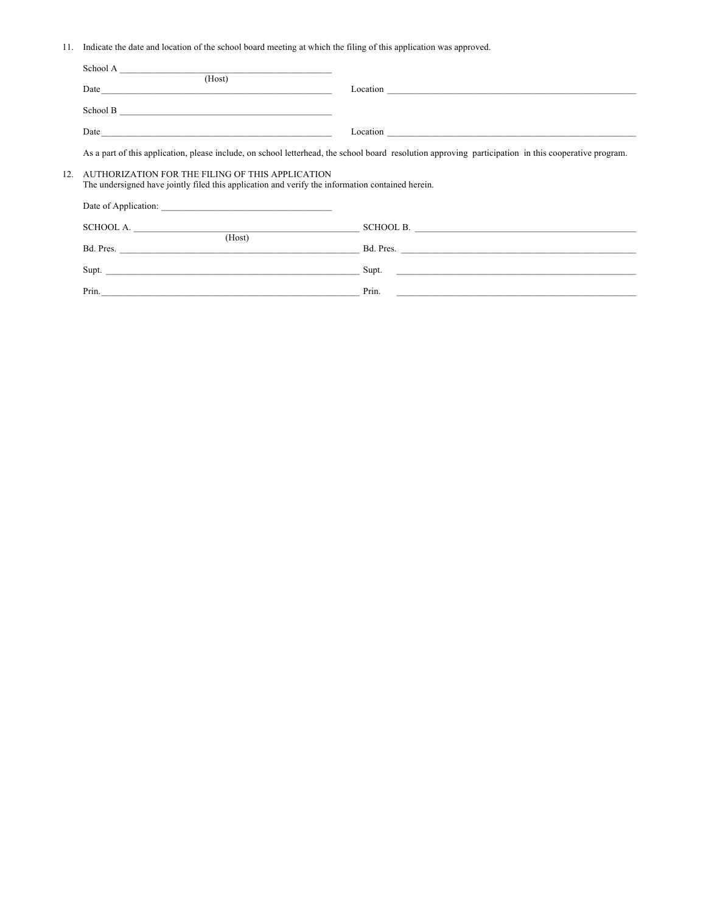11. Indicate the date and location of the school board meeting at which the filing of this application was approved.

    School A ______________________________________________
    (Host)

    Date ___________________________________________________ Location ___________________________________________________

    School B ______________________________________________

    Date ___________________________________________________ Location ___________________________________________________

    As a part of this application, please include, on school letterhead, the school board resolution approving participation in this cooperative program.

12. AUTHORIZATION FOR THE FILING OF THIS APPLICATION
    The undersigned have jointly filed this application and verify the information contained herein.

    Date of Application: ___________________________________

    SCHOOL A. ______________________________________________ SCHOOL B. ______________________________________________
    (Host)

    Bd. Pres. ______________________________________________ Bd. Pres. ______________________________________________

    Supt. ______________________________________________ Supt. ______________________________________________

    Prin. ______________________________________________ Prin. ______________________________________________